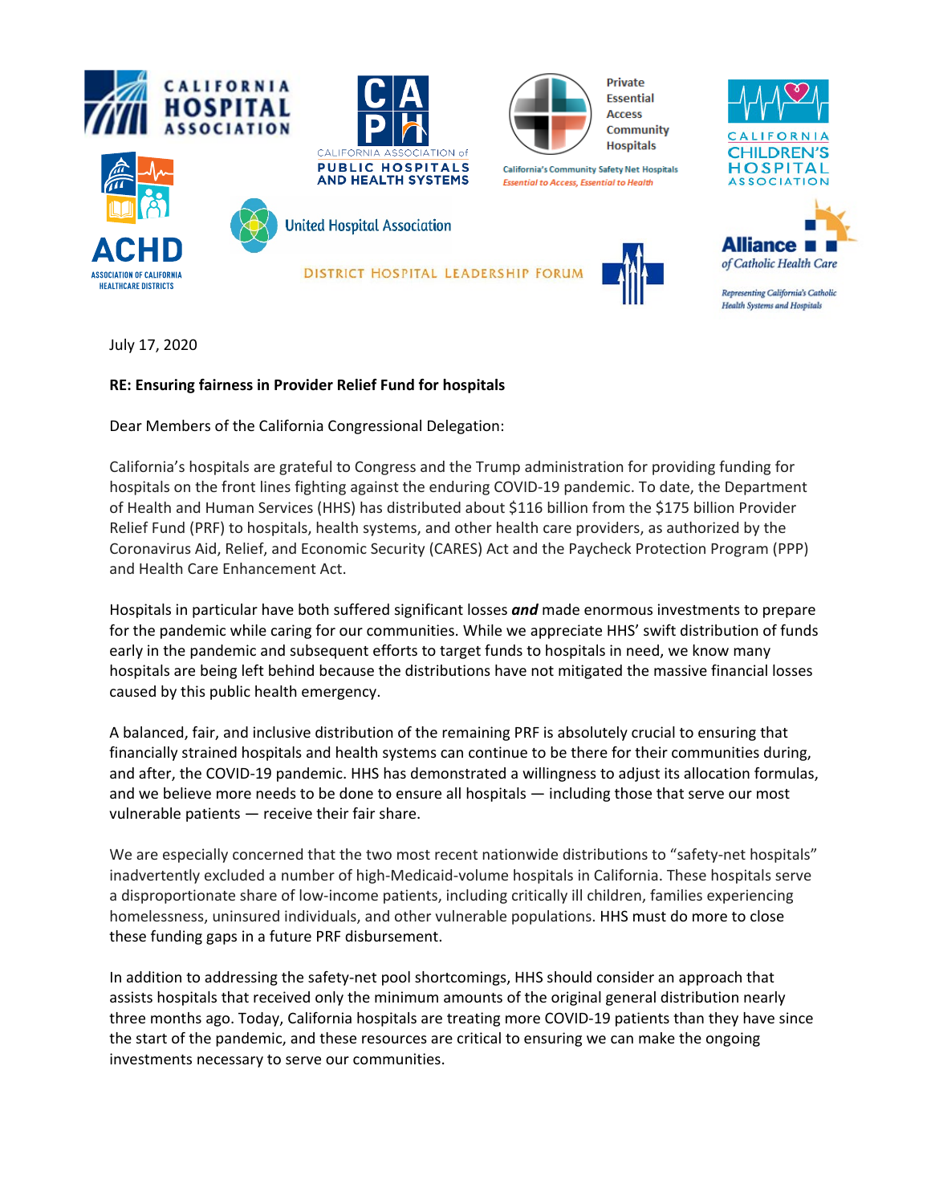CALIFORNIA HOSPITAL ASSOCIATION

CALIFORNIA ASSOCIATION of PUBLIC HOSPITALS AND HEALTH SYSTEMS

Private Essential Access Community Hospitals

California's Community Safety Net Hospitals
*Essential to Access, Essential to Health*

CALIFORNIA CHILDREN'S HOSPITAL ASSOCIATION

ACHD
ASSOCIATION OF CALIFORNIA HEALTHCARE DISTRICTS

United Hospital Association

DISTRICT HOSPITAL LEADERSHIP FORUM

Alliance of Catholic Health Care
*Representing California's Catholic Health Systems and Hospitals*

July 17, 2020

**RE: Ensuring fairness in Provider Relief Fund for hospitals**

Dear Members of the California Congressional Delegation:

California's hospitals are grateful to Congress and the Trump administration for providing funding for hospitals on the front lines fighting against the enduring COVID-19 pandemic. To date, the Department of Health and Human Services (HHS) has distributed about $116 billion from the $175 billion Provider Relief Fund (PRF) to hospitals, health systems, and other health care providers, as authorized by the Coronavirus Aid, Relief, and Economic Security (CARES) Act and the Paycheck Protection Program (PPP) and Health Care Enhancement Act.

Hospitals in particular have both suffered significant losses ***and*** made enormous investments to prepare for the pandemic while caring for our communities. While we appreciate HHS' swift distribution of funds early in the pandemic and subsequent efforts to target funds to hospitals in need, we know many hospitals are being left behind because the distributions have not mitigated the massive financial losses caused by this public health emergency.

A balanced, fair, and inclusive distribution of the remaining PRF is absolutely crucial to ensuring that financially strained hospitals and health systems can continue to be there for their communities during, and after, the COVID-19 pandemic. HHS has demonstrated a willingness to adjust its allocation formulas, and we believe more needs to be done to ensure all hospitals — including those that serve our most vulnerable patients — receive their fair share.

We are especially concerned that the two most recent nationwide distributions to "safety-net hospitals" inadvertently excluded a number of high-Medicaid-volume hospitals in California. These hospitals serve a disproportionate share of low-income patients, including critically ill children, families experiencing homelessness, uninsured individuals, and other vulnerable populations. HHS must do more to close these funding gaps in a future PRF disbursement.

In addition to addressing the safety-net pool shortcomings, HHS should consider an approach that assists hospitals that received only the minimum amounts of the original general distribution nearly three months ago. Today, California hospitals are treating more COVID-19 patients than they have since the start of the pandemic, and these resources are critical to ensuring we can make the ongoing investments necessary to serve our communities.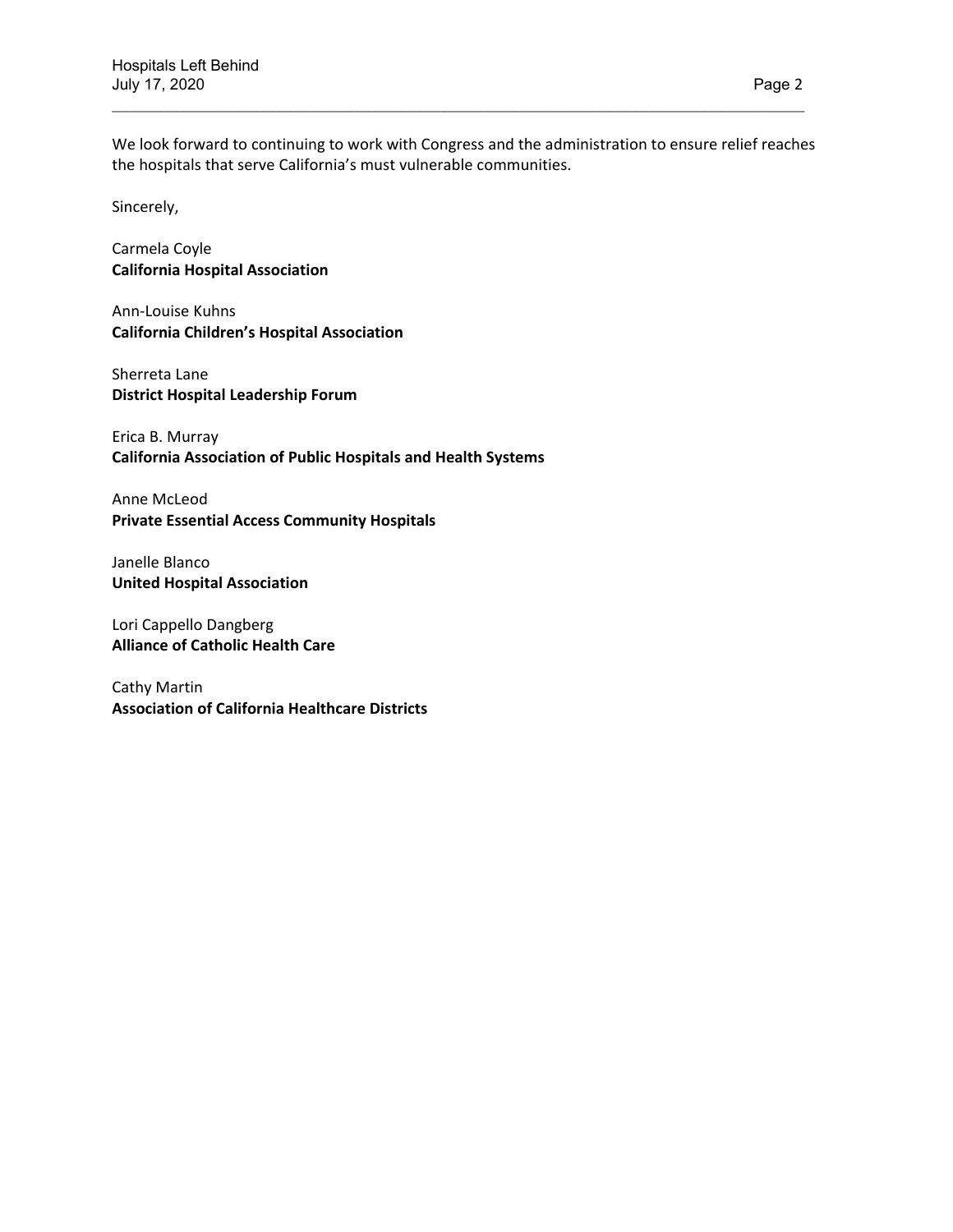We look forward to continuing to work with Congress and the administration to ensure relief reaches the hospitals that serve California's must vulnerable communities.

Sincerely,

Carmela Coyle
**California Hospital Association**

Ann-Louise Kuhns
**California Children's Hospital Association**

Sherreta Lane
**District Hospital Leadership Forum**

Erica B. Murray
**California Association of Public Hospitals and Health Systems**

Anne McLeod
**Private Essential Access Community Hospitals**

Janelle Blanco
**United Hospital Association**

Lori Cappello Dangberg
**Alliance of Catholic Health Care**

Cathy Martin
**Association of California Healthcare Districts**